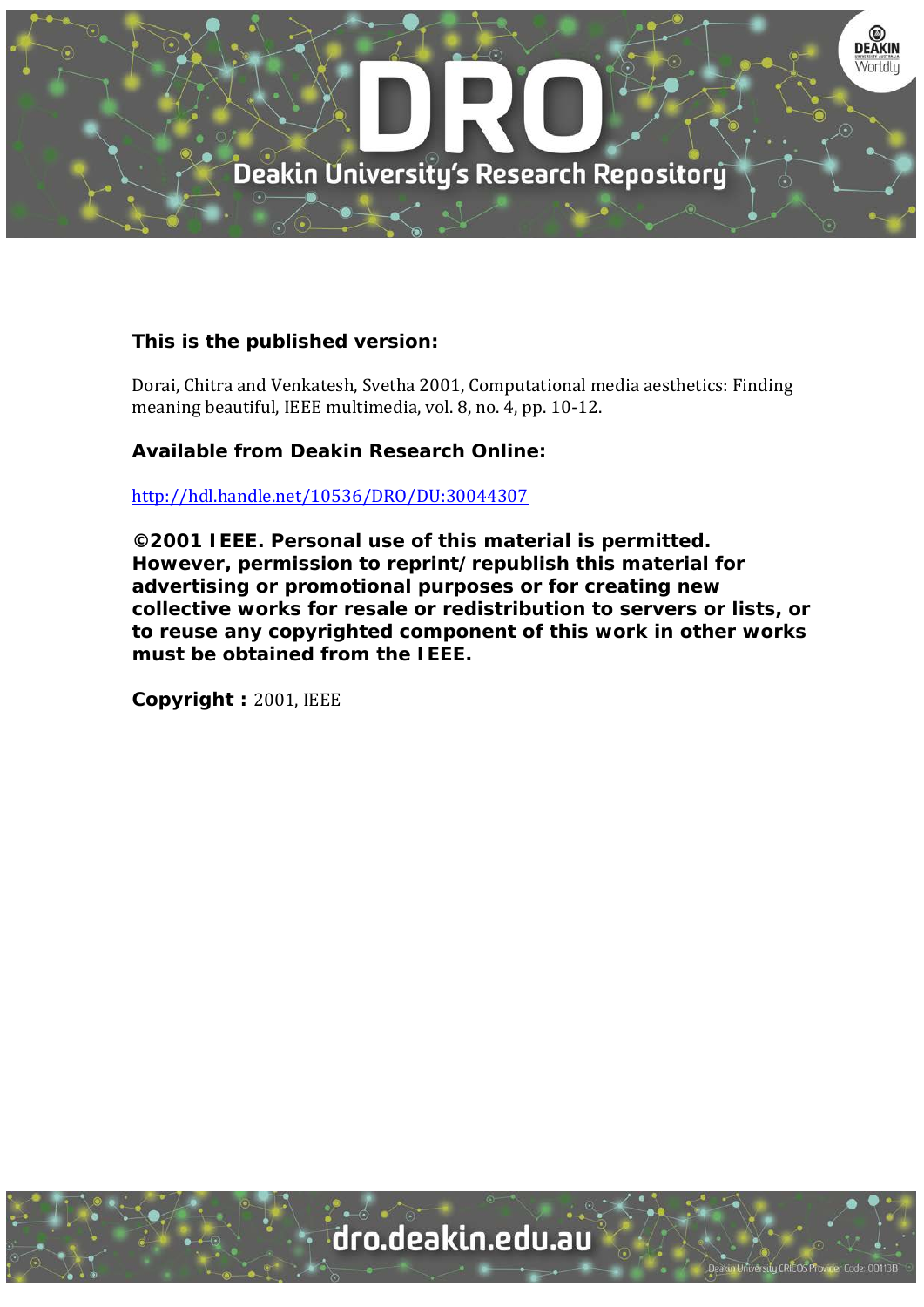**This is the published version:**

Dorai, Chitra and Venkatesh, Svetha 2001, Computational media aesthetics: Finding meaning beautiful, IEEE multimedia, vol. 8, no. 4, pp. 10-12.

**Available from Deakin Research Online:**

http://hdl.handle.net/10536/DRO/DU:30044307

**©2001 IEEE. Personal use of this material is permitted. However, permission to reprint/republish this material for advertising or promotional purposes or for creating new collective works for resale or redistribution to servers or lists, or to reuse any copyrighted component of this work in other works must be obtained from the IEEE.**

**Copyright :** 2001, IEEE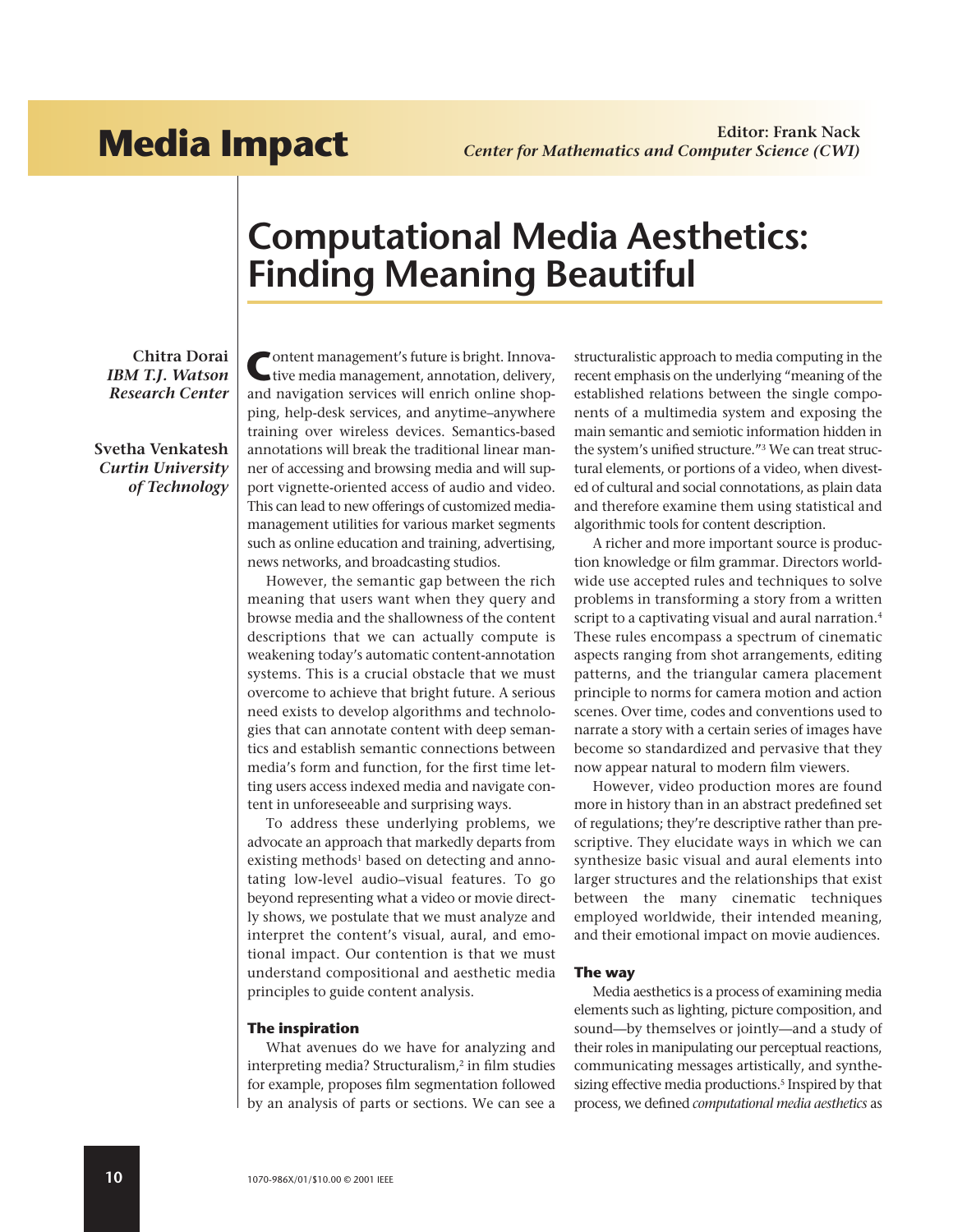# Media Impact

**Editor: Frank Nack**
*Center for Mathematics and Computer Science (CWI)*

# Computational Media Aesthetics: Finding Meaning Beautiful

**Chitra Dorai**
*IBM T.J. Watson Research Center*

**Svetha Venkatesh**
*Curtin University of Technology*

Content management's future is bright. Innovative media management, annotation, delivery, and navigation services will enrich online shopping, help-desk services, and anytime–anywhere training over wireless devices. Semantics-based annotations will break the traditional linear manner of accessing and browsing media and will support vignette-oriented access of audio and video. This can lead to new offerings of customized media-management utilities for various market segments such as online education and training, advertising, news networks, and broadcasting studios.

However, the semantic gap between the rich meaning that users want when they query and browse media and the shallowness of the content descriptions that we can actually compute is weakening today's automatic content-annotation systems. This is a crucial obstacle that we must overcome to achieve that bright future. A serious need exists to develop algorithms and technologies that can annotate content with deep semantics and establish semantic connections between media's form and function, for the first time letting users access indexed media and navigate content in unforeseeable and surprising ways.

To address these underlying problems, we advocate an approach that markedly departs from existing methods[1] based on detecting and annotating low-level audio–visual features. To go beyond representing what a video or movie directly shows, we postulate that we must analyze and interpret the content's visual, aural, and emotional impact. Our contention is that we must understand compositional and aesthetic media principles to guide content analysis.

### The inspiration

What avenues do we have for analyzing and interpreting media? Structuralism,[2] in film studies for example, proposes film segmentation followed by an analysis of parts or sections. We can see a structuralistic approach to media computing in the recent emphasis on the underlying "meaning of the established relations between the single components of a multimedia system and exposing the main semantic and semiotic information hidden in the system's unified structure."[3] We can treat structural elements, or portions of a video, when divested of cultural and social connotations, as plain data and therefore examine them using statistical and algorithmic tools for content description.

A richer and more important source is production knowledge or film grammar. Directors worldwide use accepted rules and techniques to solve problems in transforming a story from a written script to a captivating visual and aural narration.[4] These rules encompass a spectrum of cinematic aspects ranging from shot arrangements, editing patterns, and the triangular camera placement principle to norms for camera motion and action scenes. Over time, codes and conventions used to narrate a story with a certain series of images have become so standardized and pervasive that they now appear natural to modern film viewers.

However, video production mores are found more in history than in an abstract predefined set of regulations; they're descriptive rather than prescriptive. They elucidate ways in which we can synthesize basic visual and aural elements into larger structures and the relationships that exist between the many cinematic techniques employed worldwide, their intended meaning, and their emotional impact on movie audiences.

### The way

Media aesthetics is a process of examining media elements such as lighting, picture composition, and sound—by themselves or jointly—and a study of their roles in manipulating our perceptual reactions, communicating messages artistically, and synthesizing effective media productions.[5] Inspired by that process, we defined *computational media aesthetics* as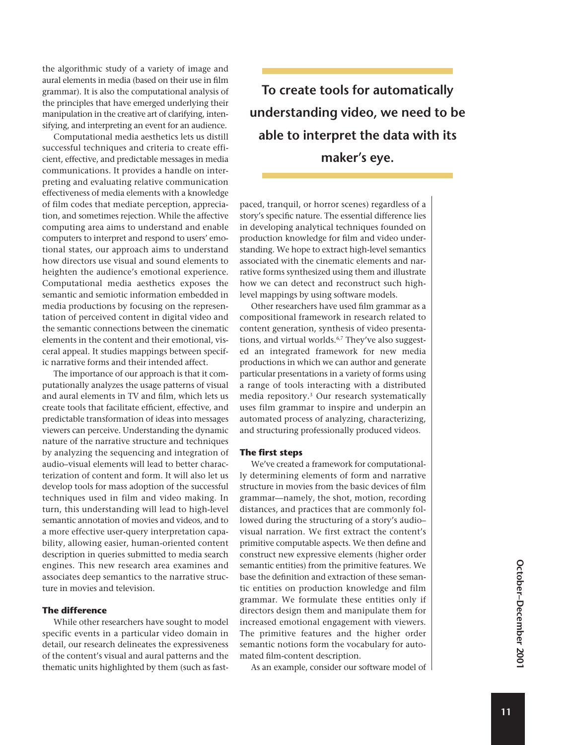the algorithmic study of a variety of image and aural elements in media (based on their use in film grammar). It is also the computational analysis of the principles that have emerged underlying their manipulation in the creative art of clarifying, intensifying, and interpreting an event for an audience.

Computational media aesthetics lets us distill successful techniques and criteria to create efficient, effective, and predictable messages in media communications. It provides a handle on interpreting and evaluating relative communication effectiveness of media elements with a knowledge of film codes that mediate perception, appreciation, and sometimes rejection. While the affective computing area aims to understand and enable computers to interpret and respond to users' emotional states, our approach aims to understand how directors use visual and sound elements to heighten the audience's emotional experience. Computational media aesthetics exposes the semantic and semiotic information embedded in media productions by focusing on the representation of perceived content in digital video and the semantic connections between the cinematic elements in the content and their emotional, visceral appeal. It studies mappings between specific narrative forms and their intended affect.

The importance of our approach is that it computationally analyzes the usage patterns of visual and aural elements in TV and film, which lets us create tools that facilitate efficient, effective, and predictable transformation of ideas into messages viewers can perceive. Understanding the dynamic nature of the narrative structure and techniques by analyzing the sequencing and integration of audio–visual elements will lead to better characterization of content and form. It will also let us develop tools for mass adoption of the successful techniques used in film and video making. In turn, this understanding will lead to high-level semantic annotation of movies and videos, and to a more effective user-query interpretation capability, allowing easier, human-oriented content description in queries submitted to media search engines. This new research area examines and associates deep semantics to the narrative structure in movies and television.

**To create tools for automatically understanding video, we need to be able to interpret the data with its maker's eye.**

### The difference

While other researchers have sought to model specific events in a particular video domain in detail, our research delineates the expressiveness of the content's visual and aural patterns and the thematic units highlighted by them (such as fast-paced, tranquil, or horror scenes) regardless of a story's specific nature. The essential difference lies in developing analytical techniques founded on production knowledge for film and video understanding. We hope to extract high-level semantics associated with the cinematic elements and narrative forms synthesized using them and illustrate how we can detect and reconstruct such high-level mappings by using software models.

Other researchers have used film grammar as a compositional framework in research related to content generation, synthesis of video presentations, and virtual worlds.[6,7] They've also suggested an integrated framework for new media productions in which we can author and generate particular presentations in a variety of forms using a range of tools interacting with a distributed media repository.[3] Our research systematically uses film grammar to inspire and underpin an automated process of analyzing, characterizing, and structuring professionally produced videos.

### The first steps

We've created a framework for computationally determining elements of form and narrative structure in movies from the basic devices of film grammar—namely, the shot, motion, recording distances, and practices that are commonly followed during the structuring of a story's audio–visual narration. We first extract the content's primitive computable aspects. We then define and construct new expressive elements (higher order semantic entities) from the primitive features. We base the definition and extraction of these semantic entities on production knowledge and film grammar. We formulate these entities only if directors design them and manipulate them for increased emotional engagement with viewers. The primitive features and the higher order semantic notions form the vocabulary for automated film-content description.

As an example, consider our software model of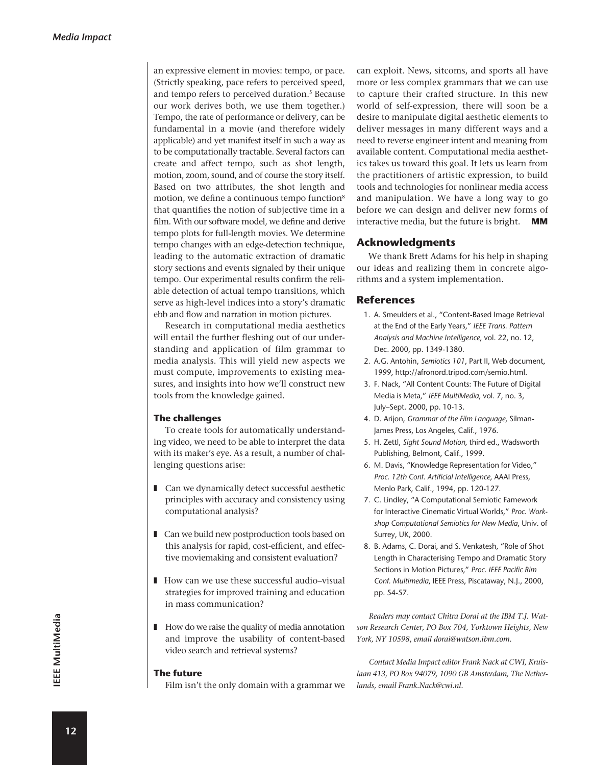an expressive element in movies: tempo, or pace. (Strictly speaking, pace refers to perceived speed, and tempo refers to perceived duration.[5] Because our work derives both, we use them together.) Tempo, the rate of performance or delivery, can be fundamental in a movie (and therefore widely applicable) and yet manifest itself in such a way as to be computationally tractable. Several factors can create and affect tempo, such as shot length, motion, zoom, sound, and of course the story itself. Based on two attributes, the shot length and motion, we define a continuous tempo function[8] that quantifies the notion of subjective time in a film. With our software model, we define and derive tempo plots for full-length movies. We determine tempo changes with an edge-detection technique, leading to the automatic extraction of dramatic story sections and events signaled by their unique tempo. Our experimental results confirm the reliable detection of actual tempo transitions, which serve as high-level indices into a story's dramatic ebb and flow and narration in motion pictures.

Research in computational media aesthetics will entail the further fleshing out of our understanding and application of film grammar to media analysis. This will yield new aspects we must compute, improvements to existing measures, and insights into how we'll construct new tools from the knowledge gained.

#### The challenges

To create tools for automatically understanding video, we need to be able to interpret the data with its maker's eye. As a result, a number of challenging questions arise:

- Can we dynamically detect successful aesthetic principles with accuracy and consistency using computational analysis?
- Can we build new postproduction tools based on this analysis for rapid, cost-efficient, and effective moviemaking and consistent evaluation?
- How can we use these successful audio–visual strategies for improved training and education in mass communication?
- How do we raise the quality of media annotation and improve the usability of content-based video search and retrieval systems?

#### The future

Film isn't the only domain with a grammar we can exploit. News, sitcoms, and sports all have more or less complex grammars that we can use to capture their crafted structure. In this new world of self-expression, there will soon be a desire to manipulate digital aesthetic elements to deliver messages in many different ways and a need to reverse engineer intent and meaning from available content. Computational media aesthetics takes us toward this goal. It lets us learn from the practitioners of artistic expression, to build tools and technologies for nonlinear media access and manipulation. We have a long way to go before we can design and deliver new forms of interactive media, but the future is bright. **MM**

## Acknowledgments

We thank Brett Adams for his help in shaping our ideas and realizing them in concrete algorithms and a system implementation.

## References

1. A. Smeulders et al., "Content-Based Image Retrieval at the End of the Early Years," *IEEE Trans. Pattern Analysis and Machine Intelligence*, vol. 22, no. 12, Dec. 2000, pp. 1349-1380.
2. A.G. Antohin, *Semiotics 101*, Part II, Web document, 1999, http://afronord.tripod.com/semio.html.
3. F. Nack, "All Content Counts: The Future of Digital Media is Meta," *IEEE MultiMedia*, vol. 7, no. 3, July–Sept. 2000, pp. 10-13.
4. D. Arijon, *Grammar of the Film Language*, Silman-James Press, Los Angeles, Calif., 1976.
5. H. Zettl, *Sight Sound Motion*, third ed., Wadsworth Publishing, Belmont, Calif., 1999.
6. M. Davis, "Knowledge Representation for Video," *Proc. 12th Conf. Artificial Intelligence*, AAAI Press, Menlo Park, Calif., 1994, pp. 120-127.
7. C. Lindley, "A Computational Semiotic Famework for Interactive Cinematic Virtual Worlds," *Proc. Workshop Computational Semiotics for New Media*, Univ. of Surrey, UK, 2000.
8. B. Adams, C. Dorai, and S. Venkatesh, "Role of Shot Length in Characterising Tempo and Dramatic Story Sections in Motion Pictures," *Proc. IEEE Pacific Rim Conf. Multimedia*, IEEE Press, Piscataway, N.J., 2000, pp. 54-57.

*Readers may contact Chitra Dorai at the IBM T.J. Watson Research Center, PO Box 704, Yorktown Heights, New York, NY 10598, email dorai@watson.ibm.com.*

*Contact Media Impact editor Frank Nack at CWI, Kruislaan 413, PO Box 94079, 1090 GB Amsterdam, The Netherlands, email Frank.Nack@cwi.nl.*